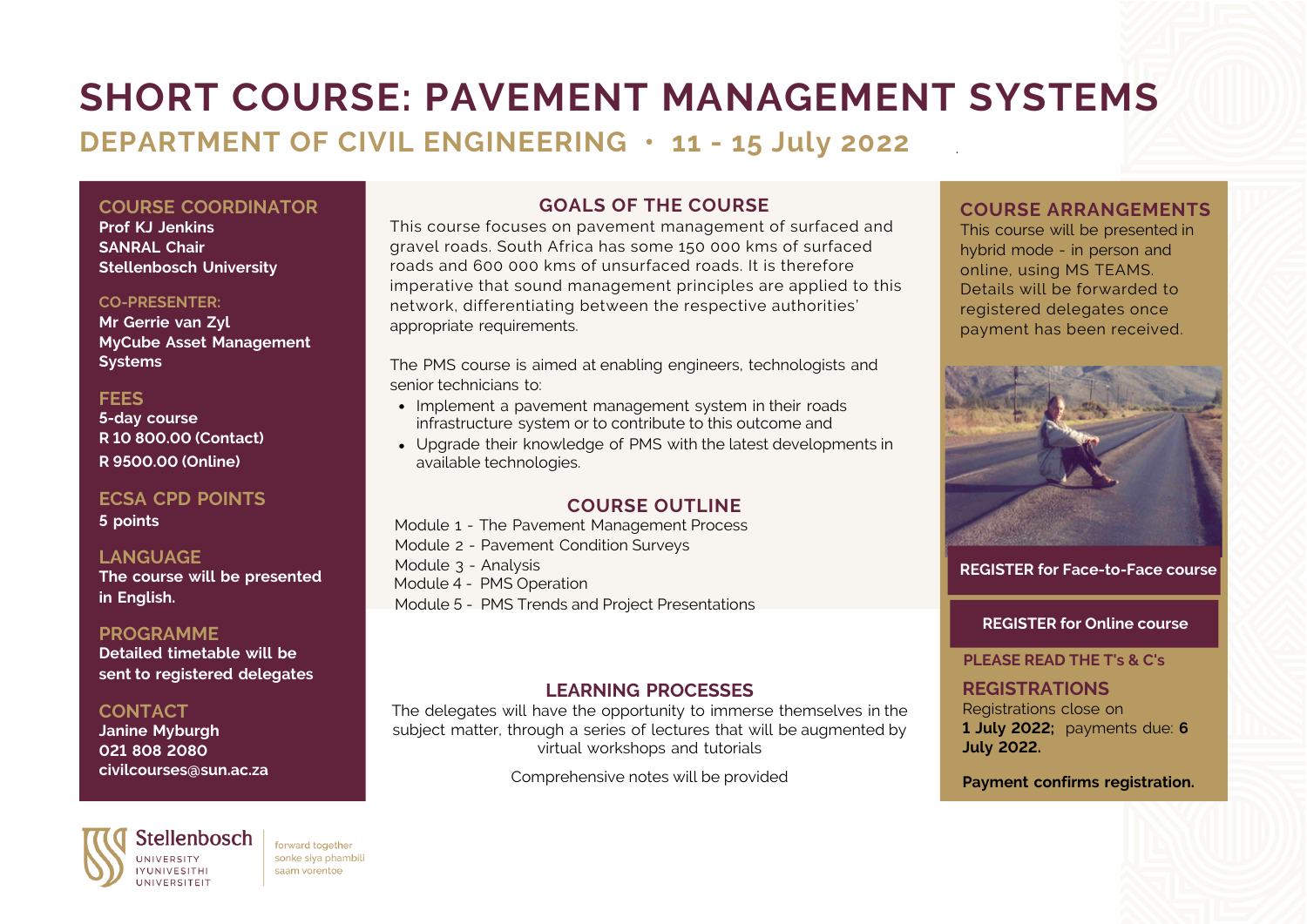# SHORT COURSE: PAVEMENT MANAGEMENT SYSTEMS

## DEPARTMENT OF CIVIL ENGINEERING • 11 - 15 July 2022

### COURSE COORDINATOR

**Prof KJ Jenkins**
**SANRAL Chair**
**Stellenbosch University**

### CO-PRESENTER:

**Mr Gerrie van Zyl**
**MyCube Asset Management Systems**

### FEES

**5-day course**
**R 10 800.00 (Contact)**
**R 9500.00 (Online)**

### ECSA CPD POINTS

**5 points**

### LANGUAGE

**The course will be presented in English.**

### PROGRAMME

**Detailed timetable will be sent to registered delegates**

### CONTACT

**Janine Myburgh**
**021 808 2080**
**civilcourses@sun.ac.za**

### GOALS OF THE COURSE

This course focuses on pavement management of surfaced and gravel roads. South Africa has some 150 000 kms of surfaced roads and 600 000 kms of unsurfaced roads. It is therefore imperative that sound management principles are applied to this network, differentiating between the respective authorities' appropriate requirements.

The PMS course is aimed at enabling engineers, technologists and senior technicians to:

- Implement a pavement management system in their roads infrastructure system or to contribute to this outcome and
- Upgrade their knowledge of PMS with the latest developments in available technologies.

### COURSE OUTLINE

Module 1 - The Pavement Management Process
Module 2 - Pavement Condition Surveys
Module 3 - Analysis
Module 4 - PMS Operation
Module 5 - PMS Trends and Project Presentations

### LEARNING PROCESSES

The delegates will have the opportunity to immerse themselves in the subject matter, through a series of lectures that will be augmented by virtual workshops and tutorials

Comprehensive notes will be provided

### COURSE ARRANGEMENTS

This course will be presented in hybrid mode - in person and online, using MS TEAMS. Details will be forwarded to registered delegates once payment has been received.

**REGISTER for Face-to-Face course**

**REGISTER for Online course**

**PLEASE READ THE T's & C's**

### REGISTRATIONS

Registrations close on **1 July 2022;** payments due: **6 July 2022.**

**Payment confirms registration.**

Stellenbosch University | Iyunivesithi | Universiteit — forward together | sonke siya phambili | saam vorentoe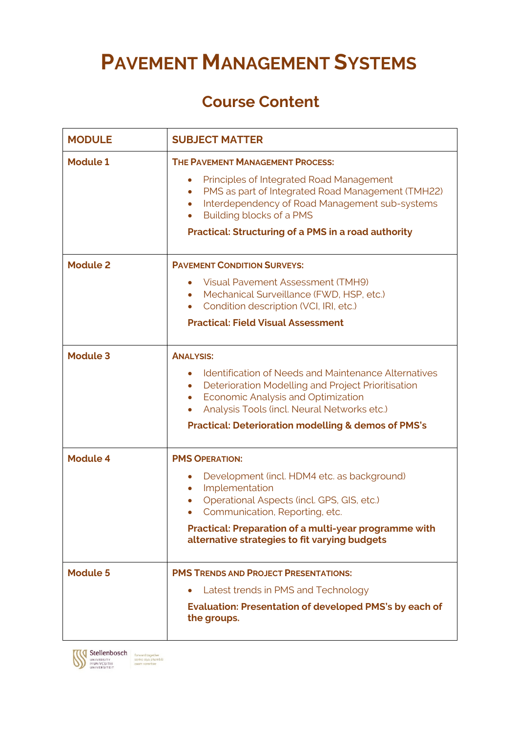# Pavement Management Systems

## Course Content

| MODULE | SUBJECT MATTER |
|---|---|
| **Module 1** | **THE PAVEMENT MANAGEMENT PROCESS:**<br>• Principles of Integrated Road Management<br>• PMS as part of Integrated Road Management (TMH22)<br>• Interdependency of Road Management sub-systems<br>• Building blocks of a PMS<br>**Practical: Structuring of a PMS in a road authority** |
| **Module 2** | **PAVEMENT CONDITION SURVEYS:**<br>• Visual Pavement Assessment (TMH9)<br>• Mechanical Surveillance (FWD, HSP, etc.)<br>• Condition description (VCI, IRI, etc.)<br>**Practical: Field Visual Assessment** |
| **Module 3** | **ANALYSIS:**<br>• Identification of Needs and Maintenance Alternatives<br>• Deterioration Modelling and Project Prioritisation<br>• Economic Analysis and Optimization<br>• Analysis Tools (incl. Neural Networks etc.)<br>**Practical: Deterioration modelling & demos of PMS's** |
| **Module 4** | **PMS OPERATION:**<br>• Development (incl. HDM4 etc. as background)<br>• Implementation<br>• Operational Aspects (incl. GPS, GIS, etc.)<br>• Communication, Reporting, etc.<br>**Practical: Preparation of a multi-year programme with alternative strategies to fit varying budgets** |
| **Module 5** | **PMS TRENDS AND PROJECT PRESENTATIONS:**<br>• Latest trends in PMS and Technology<br>**Evaluation: Presentation of developed PMS's by each of the groups.** |